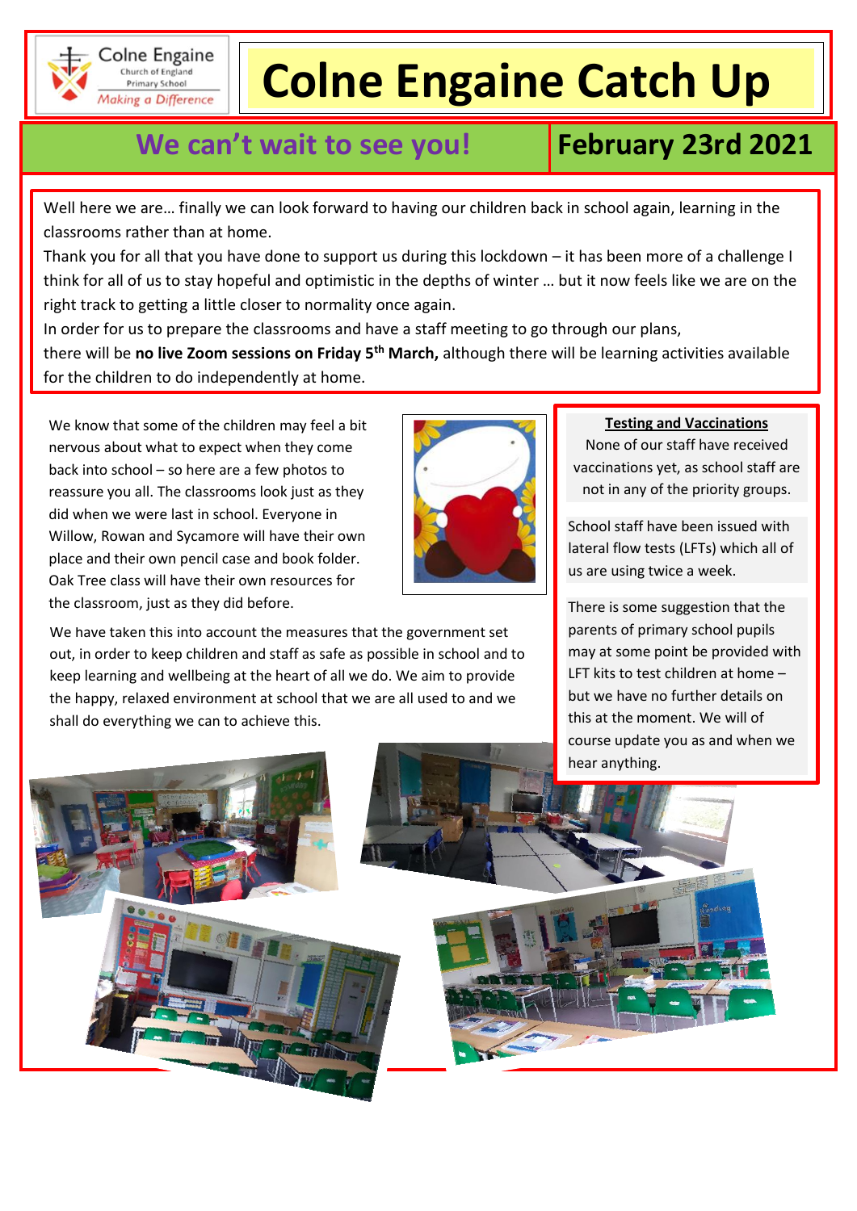Colne Engaine Church of England Primary School *Making a Difference*

# Colne Engaine Catch Up

## We can't wait to see you!

**February 23rd 2021**

Well here we are… finally we can look forward to having our children back in school again, learning in the classrooms rather than at home.

Thank you for all that you have done to support us during this lockdown – it has been more of a challenge I think for all of us to stay hopeful and optimistic in the depths of winter … but it now feels like we are on the right track to getting a little closer to normality once again.

In order for us to prepare the classrooms and have a staff meeting to go through our plans, there will be **no live Zoom sessions on Friday 5th March,** although there will be learning activities available for the children to do independently at home.

We know that some of the children may feel a bit nervous about what to expect when they come back into school – so here are a few photos to reassure you all. The classrooms look just as they did when we were last in school. Everyone in Willow, Rowan and Sycamore will have their own place and their own pencil case and book folder. Oak Tree class will have their own resources for the classroom, just as they did before.

We have taken this into account the measures that the government set out, in order to keep children and staff as safe as possible in school and to keep learning and wellbeing at the heart of all we do. We aim to provide the happy, relaxed environment at school that we are all used to and we shall do everything we can to achieve this.

### Testing and Vaccinations

None of our staff have received vaccinations yet, as school staff are not in any of the priority groups.

School staff have been issued with lateral flow tests (LFTs) which all of us are using twice a week.

There is some suggestion that the parents of primary school pupils may at some point be provided with LFT kits to test children at home – but we have no further details on this at the moment. We will of course update you as and when we hear anything.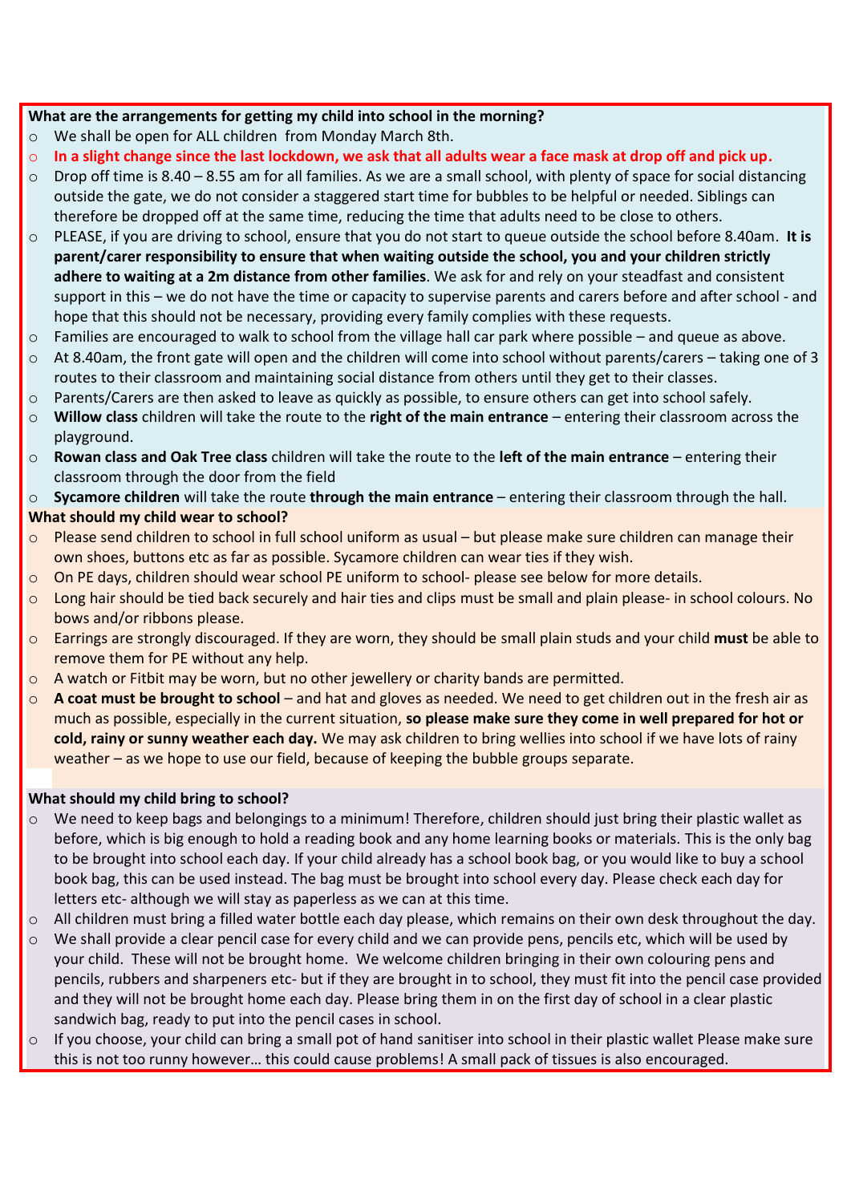**What are the arrangements for getting my child into school in the morning?**

- We shall be open for ALL children from Monday March 8th.
- **In a slight change since the last lockdown, we ask that all adults wear a face mask at drop off and pick up.**
- Drop off time is 8.40 – 8.55 am for all families. As we are a small school, with plenty of space for social distancing outside the gate, we do not consider a staggered start time for bubbles to be helpful or needed. Siblings can therefore be dropped off at the same time, reducing the time that adults need to be close to others.
- PLEASE, if you are driving to school, ensure that you do not start to queue outside the school before 8.40am. **It is parent/carer responsibility to ensure that when waiting outside the school, you and your children strictly adhere to waiting at a 2m distance from other families**. We ask for and rely on your steadfast and consistent support in this – we do not have the time or capacity to supervise parents and carers before and after school - and hope that this should not be necessary, providing every family complies with these requests.
- Families are encouraged to walk to school from the village hall car park where possible – and queue as above.
- At 8.40am, the front gate will open and the children will come into school without parents/carers – taking one of 3 routes to their classroom and maintaining social distance from others until they get to their classes.
- Parents/Carers are then asked to leave as quickly as possible, to ensure others can get into school safely.
- **Willow class** children will take the route to the **right of the main entrance** – entering their classroom across the playground.
- **Rowan class and Oak Tree class** children will take the route to the **left of the main entrance** – entering their classroom through the door from the field
- **Sycamore children** will take the route **through the main entrance** – entering their classroom through the hall.

**What should my child wear to school?**

- Please send children to school in full school uniform as usual – but please make sure children can manage their own shoes, buttons etc as far as possible. Sycamore children can wear ties if they wish.
- On PE days, children should wear school PE uniform to school- please see below for more details.
- Long hair should be tied back securely and hair ties and clips must be small and plain please- in school colours. No bows and/or ribbons please.
- Earrings are strongly discouraged. If they are worn, they should be small plain studs and your child **must** be able to remove them for PE without any help.
- A watch or Fitbit may be worn, but no other jewellery or charity bands are permitted.
- **A coat must be brought to school** – and hat and gloves as needed. We need to get children out in the fresh air as much as possible, especially in the current situation, **so please make sure they come in well prepared for hot or cold, rainy or sunny weather each day.** We may ask children to bring wellies into school if we have lots of rainy weather – as we hope to use our field, because of keeping the bubble groups separate.

**What should my child bring to school?**

- We need to keep bags and belongings to a minimum! Therefore, children should just bring their plastic wallet as before, which is big enough to hold a reading book and any home learning books or materials. This is the only bag to be brought into school each day. If your child already has a school book bag, or you would like to buy a school book bag, this can be used instead. The bag must be brought into school every day. Please check each day for letters etc- although we will stay as paperless as we can at this time.
- All children must bring a filled water bottle each day please, which remains on their own desk throughout the day.
- We shall provide a clear pencil case for every child and we can provide pens, pencils etc, which will be used by your child. These will not be brought home. We welcome children bringing in their own colouring pens and pencils, rubbers and sharpeners etc- but if they are brought in to school, they must fit into the pencil case provided and they will not be brought home each day. Please bring them in on the first day of school in a clear plastic sandwich bag, ready to put into the pencil cases in school.
- If you choose, your child can bring a small pot of hand sanitiser into school in their plastic wallet Please make sure this is not too runny however… this could cause problems! A small pack of tissues is also encouraged.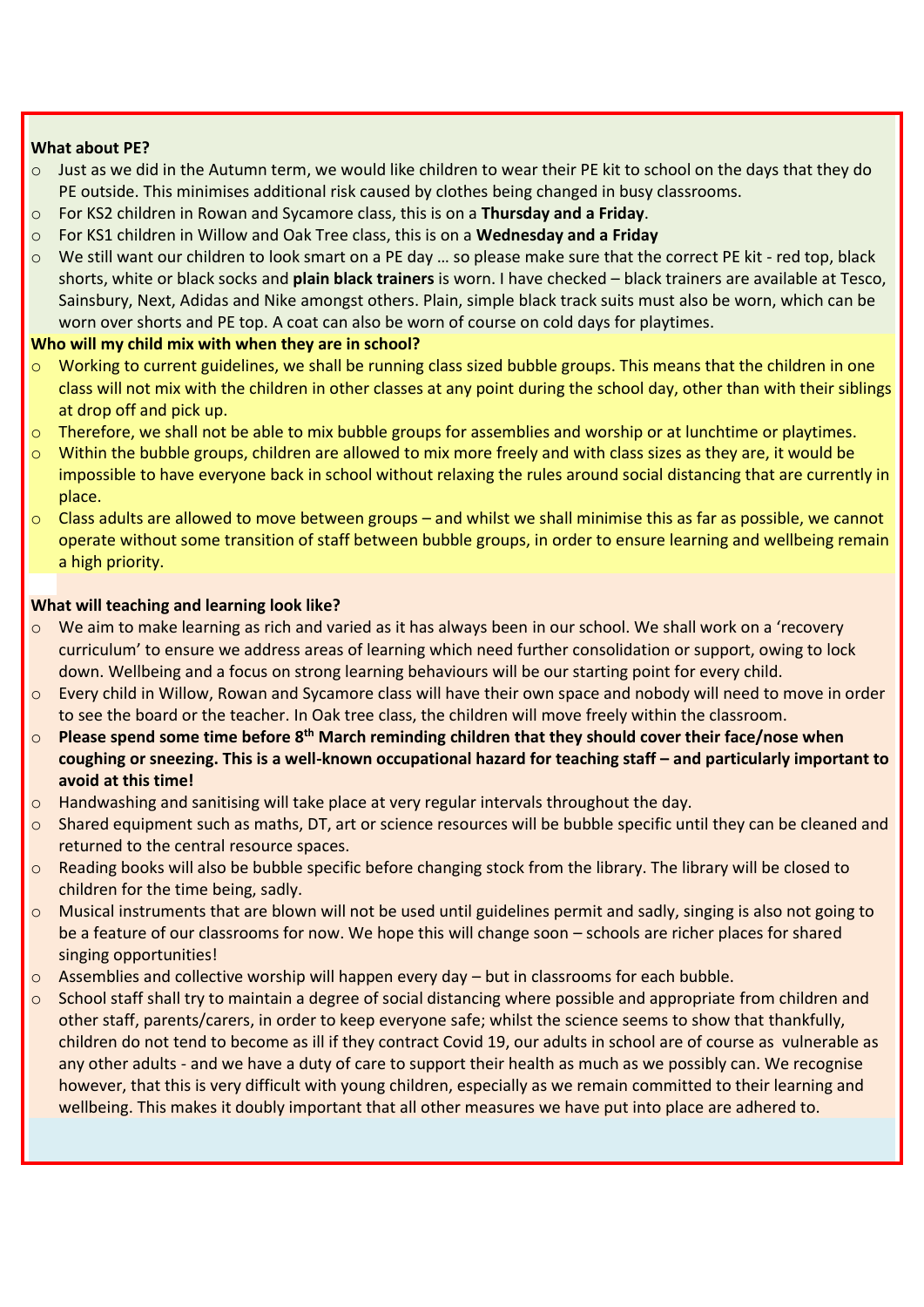**What about PE?**

- Just as we did in the Autumn term, we would like children to wear their PE kit to school on the days that they do PE outside. This minimises additional risk caused by clothes being changed in busy classrooms.
- For KS2 children in Rowan and Sycamore class, this is on a **Thursday and a Friday**.
- For KS1 children in Willow and Oak Tree class, this is on a **Wednesday and a Friday**
- We still want our children to look smart on a PE day … so please make sure that the correct PE kit - red top, black shorts, white or black socks and **plain black trainers** is worn. I have checked – black trainers are available at Tesco, Sainsbury, Next, Adidas and Nike amongst others. Plain, simple black track suits must also be worn, which can be worn over shorts and PE top. A coat can also be worn of course on cold days for playtimes.

**Who will my child mix with when they are in school?**

- Working to current guidelines, we shall be running class sized bubble groups. This means that the children in one class will not mix with the children in other classes at any point during the school day, other than with their siblings at drop off and pick up.
- Therefore, we shall not be able to mix bubble groups for assemblies and worship or at lunchtime or playtimes.
- Within the bubble groups, children are allowed to mix more freely and with class sizes as they are, it would be impossible to have everyone back in school without relaxing the rules around social distancing that are currently in place.
- Class adults are allowed to move between groups – and whilst we shall minimise this as far as possible, we cannot operate without some transition of staff between bubble groups, in order to ensure learning and wellbeing remain a high priority.

**What will teaching and learning look like?**

- We aim to make learning as rich and varied as it has always been in our school. We shall work on a 'recovery curriculum' to ensure we address areas of learning which need further consolidation or support, owing to lock down. Wellbeing and a focus on strong learning behaviours will be our starting point for every child.
- Every child in Willow, Rowan and Sycamore class will have their own space and nobody will need to move in order to see the board or the teacher. In Oak tree class, the children will move freely within the classroom.
- **Please spend some time before 8th March reminding children that they should cover their face/nose when coughing or sneezing. This is a well-known occupational hazard for teaching staff – and particularly important to avoid at this time!**
- Handwashing and sanitising will take place at very regular intervals throughout the day.
- Shared equipment such as maths, DT, art or science resources will be bubble specific until they can be cleaned and returned to the central resource spaces.
- Reading books will also be bubble specific before changing stock from the library. The library will be closed to children for the time being, sadly.
- Musical instruments that are blown will not be used until guidelines permit and sadly, singing is also not going to be a feature of our classrooms for now. We hope this will change soon – schools are richer places for shared singing opportunities!
- Assemblies and collective worship will happen every day – but in classrooms for each bubble.
- School staff shall try to maintain a degree of social distancing where possible and appropriate from children and other staff, parents/carers, in order to keep everyone safe; whilst the science seems to show that thankfully, children do not tend to become as ill if they contract Covid 19, our adults in school are of course as vulnerable as any other adults - and we have a duty of care to support their health as much as we possibly can. We recognise however, that this is very difficult with young children, especially as we remain committed to their learning and wellbeing. This makes it doubly important that all other measures we have put into place are adhered to.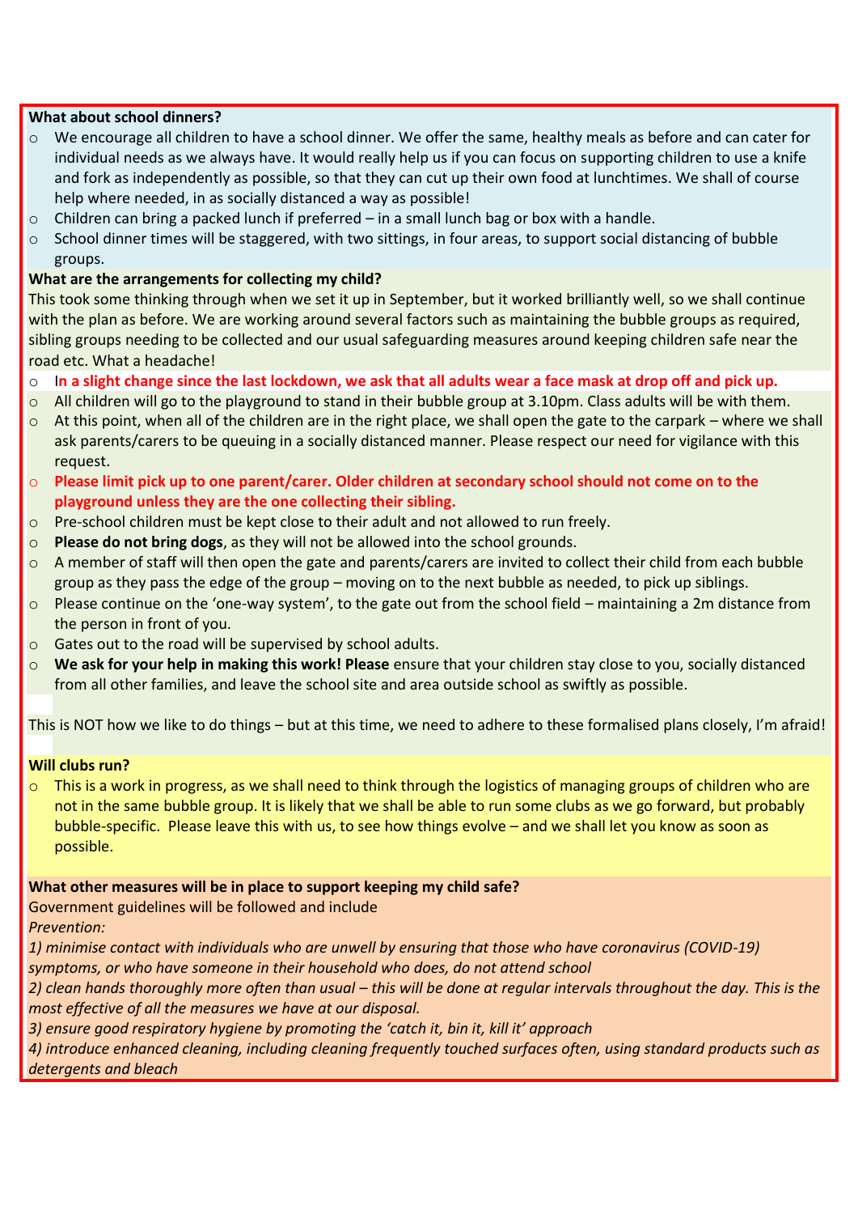**What about school dinners?**

- We encourage all children to have a school dinner. We offer the same, healthy meals as before and can cater for individual needs as we always have. It would really help us if you can focus on supporting children to use a knife and fork as independently as possible, so that they can cut up their own food at lunchtimes. We shall of course help where needed, in as socially distanced a way as possible!
- Children can bring a packed lunch if preferred – in a small lunch bag or box with a handle.
- School dinner times will be staggered, with two sittings, in four areas, to support social distancing of bubble groups.

**What are the arrangements for collecting my child?**

This took some thinking through when we set it up in September, but it worked brilliantly well, so we shall continue with the plan as before. We are working around several factors such as maintaining the bubble groups as required, sibling groups needing to be collected and our usual safeguarding measures around keeping children safe near the road etc. What a headache!

- **In a slight change since the last lockdown, we ask that all adults wear a face mask at drop off and pick up.**
- All children will go to the playground to stand in their bubble group at 3.10pm. Class adults will be with them.
- At this point, when all of the children are in the right place, we shall open the gate to the carpark – where we shall ask parents/carers to be queuing in a socially distanced manner. Please respect our need for vigilance with this request.
- **Please limit pick up to one parent/carer. Older children at secondary school should not come on to the playground unless they are the one collecting their sibling.**
- Pre-school children must be kept close to their adult and not allowed to run freely.
- **Please do not bring dogs**, as they will not be allowed into the school grounds.
- A member of staff will then open the gate and parents/carers are invited to collect their child from each bubble group as they pass the edge of the group – moving on to the next bubble as needed, to pick up siblings.
- Please continue on the 'one-way system', to the gate out from the school field – maintaining a 2m distance from the person in front of you.
- Gates out to the road will be supervised by school adults.
- **We ask for your help in making this work! Please** ensure that your children stay close to you, socially distanced from all other families, and leave the school site and area outside school as swiftly as possible.

This is NOT how we like to do things – but at this time, we need to adhere to these formalised plans closely, I'm afraid!

**Will clubs run?**

- This is a work in progress, as we shall need to think through the logistics of managing groups of children who are not in the same bubble group. It is likely that we shall be able to run some clubs as we go forward, but probably bubble-specific. Please leave this with us, to see how things evolve – and we shall let you know as soon as possible.

**What other measures will be in place to support keeping my child safe?**

Government guidelines will be followed and include

*Prevention:*

*1) minimise contact with individuals who are unwell by ensuring that those who have coronavirus (COVID-19) symptoms, or who have someone in their household who does, do not attend school*

*2) clean hands thoroughly more often than usual – this will be done at regular intervals throughout the day. This is the most effective of all the measures we have at our disposal.*

*3) ensure good respiratory hygiene by promoting the 'catch it, bin it, kill it' approach*

*4) introduce enhanced cleaning, including cleaning frequently touched surfaces often, using standard products such as detergents and bleach*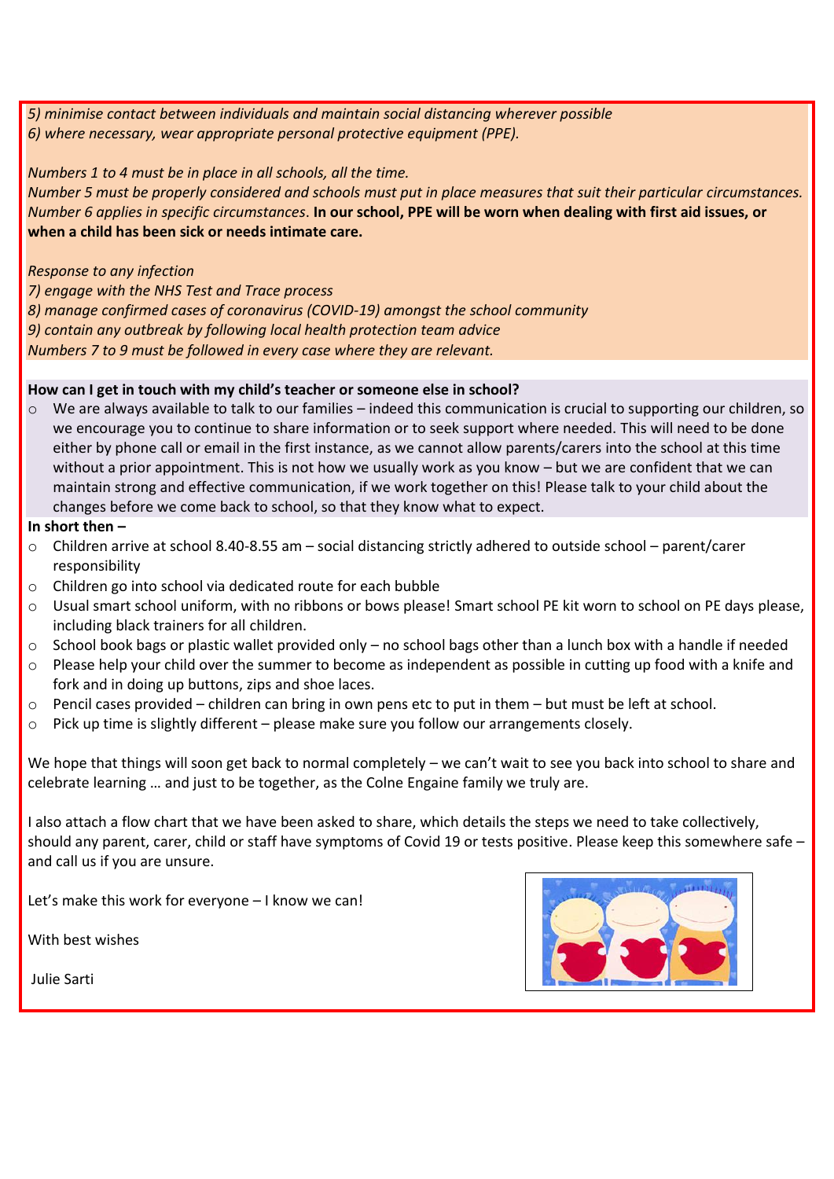*5) minimise contact between individuals and maintain social distancing wherever possible*
*6) where necessary, wear appropriate personal protective equipment (PPE).*

*Numbers 1 to 4 must be in place in all schools, all the time.*
*Number 5 must be properly considered and schools must put in place measures that suit their particular circumstances.*
*Number 6 applies in specific circumstances*. **In our school, PPE will be worn when dealing with first aid issues, or when a child has been sick or needs intimate care.**

*Response to any infection*
*7) engage with the NHS Test and Trace process*
*8) manage confirmed cases of coronavirus (COVID-19) amongst the school community*
*9) contain any outbreak by following local health protection team advice*
*Numbers 7 to 9 must be followed in every case where they are relevant.*

**How can I get in touch with my child's teacher or someone else in school?**

- We are always available to talk to our families – indeed this communication is crucial to supporting our children, so we encourage you to continue to share information or to seek support where needed. This will need to be done either by phone call or email in the first instance, as we cannot allow parents/carers into the school at this time without a prior appointment. This is not how we usually work as you know – but we are confident that we can maintain strong and effective communication, if we work together on this! Please talk to your child about the changes before we come back to school, so that they know what to expect.

**In short then –**

- Children arrive at school 8.40-8.55 am – social distancing strictly adhered to outside school – parent/carer responsibility
- Children go into school via dedicated route for each bubble
- Usual smart school uniform, with no ribbons or bows please! Smart school PE kit worn to school on PE days please, including black trainers for all children.
- School book bags or plastic wallet provided only – no school bags other than a lunch box with a handle if needed
- Please help your child over the summer to become as independent as possible in cutting up food with a knife and fork and in doing up buttons, zips and shoe laces.
- Pencil cases provided – children can bring in own pens etc to put in them – but must be left at school.
- Pick up time is slightly different – please make sure you follow our arrangements closely.

We hope that things will soon get back to normal completely – we can't wait to see you back into school to share and celebrate learning … and just to be together, as the Colne Engaine family we truly are.

I also attach a flow chart that we have been asked to share, which details the steps we need to take collectively, should any parent, carer, child or staff have symptoms of Covid 19 or tests positive. Please keep this somewhere safe – and call us if you are unsure.

Let's make this work for everyone – I know we can!

With best wishes

Julie Sarti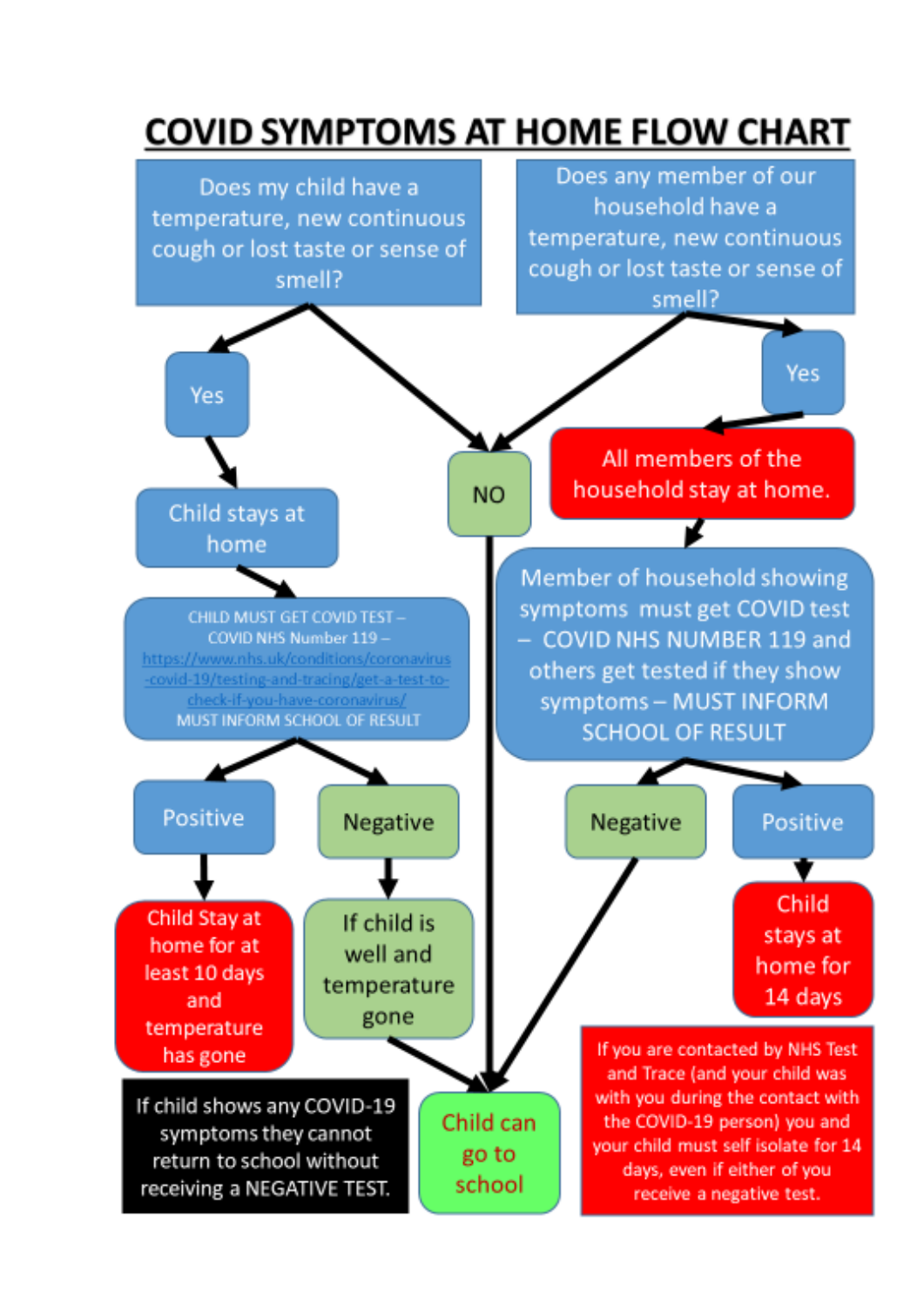# COVID SYMPTOMS AT HOME FLOW CHART

Does my child have a temperature, new continuous cough or lost taste or sense of smell?

Does any member of our household have a temperature, new continuous cough or lost taste or sense of smell?

Yes

Child stays at home

CHILD MUST GET COVID TEST – COVID NHS Number 119 – https://www.nhs.uk/conditions/coronavirus-covid-19/testing-and-tracing/get-a-test-to-check-if-you-have-coronavirus/ MUST INFORM SCHOOL OF RESULT

Positive

Child Stay at home for at least 10 days and temperature has gone

Negative

If child is well and temperature gone

NO

Yes

All members of the household stay at home.

Member of household showing symptoms must get COVID test – COVID NHS NUMBER 119 and others get tested if they show symptoms – MUST INFORM SCHOOL OF RESULT

Negative

Positive

Child stays at home for 14 days

Child can go to school

If child shows any COVID-19 symptoms they cannot return to school without receiving a NEGATIVE TEST.

If you are contacted by NHS Test and Trace (and your child was with you during the contact with the COVID-19 person) you and your child must self isolate for 14 days, even if either of you receive a negative test.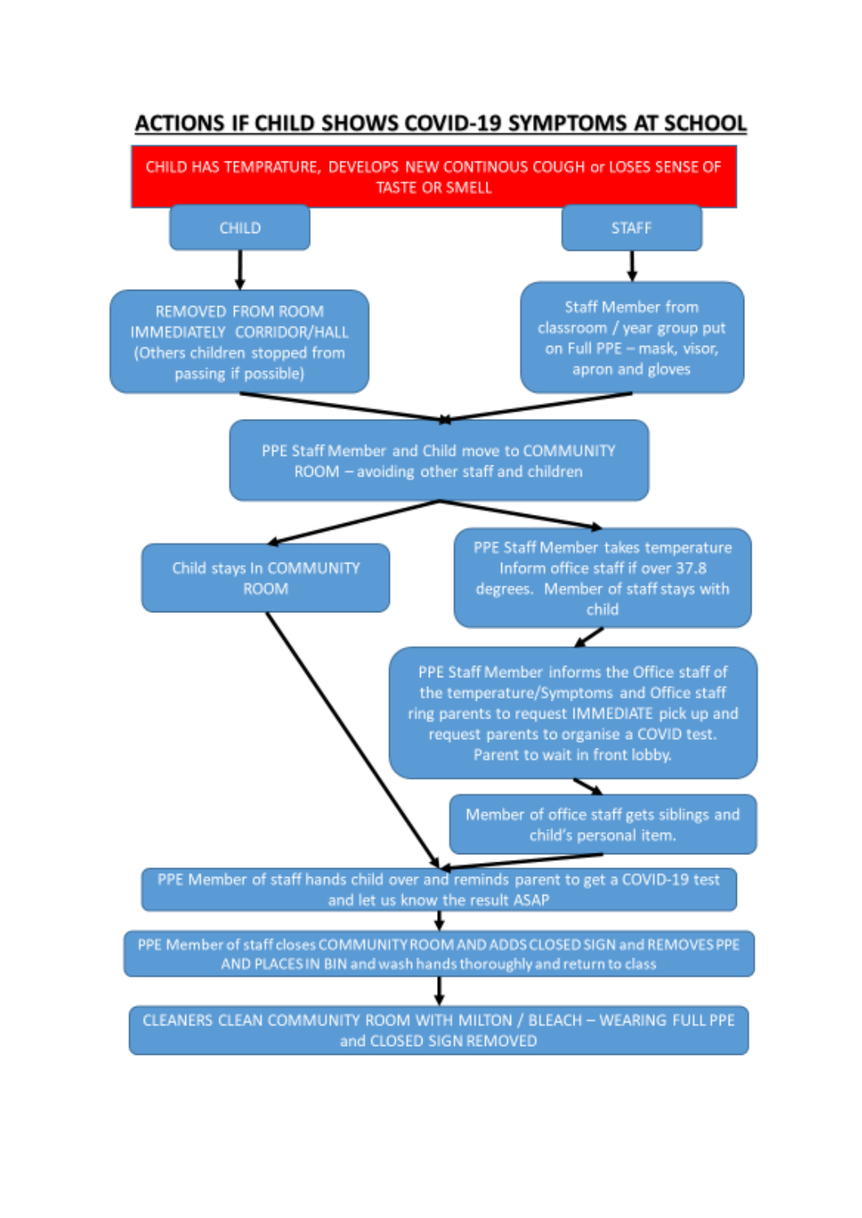# ACTIONS IF CHILD SHOWS COVID-19 SYMPTOMS AT SCHOOL

CHILD HAS TEMPRATURE, DEVELOPS NEW CONTINOUS COUGH or LOSES SENSE OF TASTE OR SMELL

CHILD

STAFF

REMOVED FROM ROOM IMMEDIATELY CORRIDOR/HALL (Others children stopped from passing if possible)

Staff Member from classroom / year group put on Full PPE – mask, visor, apron and gloves

PPE Staff Member and Child move to COMMUNITY ROOM – avoiding other staff and children

Child stays In COMMUNITY ROOM

PPE Staff Member takes temperature Inform office staff if over 37.8 degrees. Member of staff stays with child

PPE Staff Member informs the Office staff of the temperature/Symptoms and Office staff ring parents to request IMMEDIATE pick up and request parents to organise a COVID test. Parent to wait in front lobby.

Member of office staff gets siblings and child's personal item.

PPE Member of staff hands child over and reminds parent to get a COVID-19 test and let us know the result ASAP

PPE Member of staff closes COMMUNITY ROOM AND ADDS CLOSED SIGN and REMOVES PPE AND PLACES IN BIN and wash hands thoroughly and return to class

CLEANERS CLEAN COMMUNITY ROOM WITH MILTON / BLEACH – WEARING FULL PPE and CLOSED SIGN REMOVED